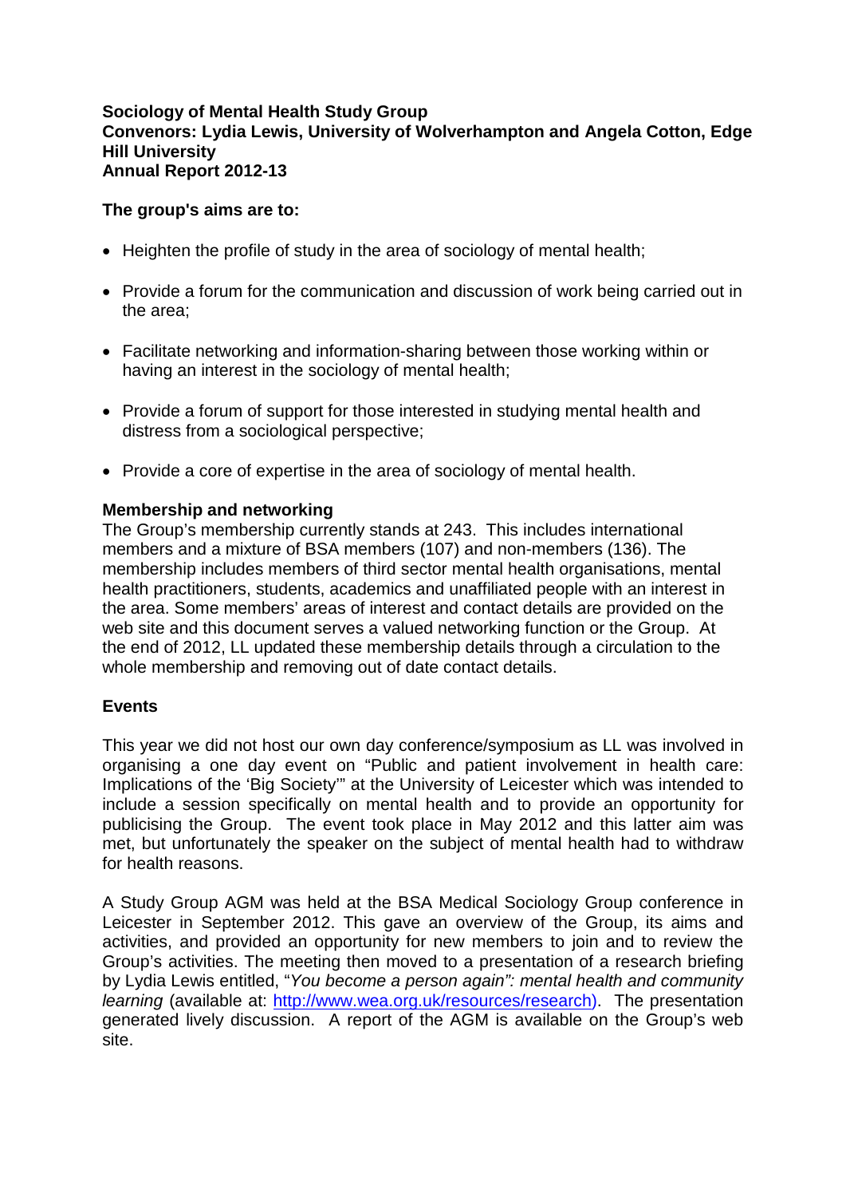**Sociology of Mental Health Study Group**
**Convenors: Lydia Lewis, University of Wolverhampton and Angela Cotton, Edge Hill University**
**Annual Report 2012-13**

**The group's aims are to:**

- Heighten the profile of study in the area of sociology of mental health;
- Provide a forum for the communication and discussion of work being carried out in the area;
- Facilitate networking and information-sharing between those working within or having an interest in the sociology of mental health;
- Provide a forum of support for those interested in studying mental health and distress from a sociological perspective;
- Provide a core of expertise in the area of sociology of mental health.

**Membership and networking**

The Group's membership currently stands at 243. This includes international members and a mixture of BSA members (107) and non-members (136). The membership includes members of third sector mental health organisations, mental health practitioners, students, academics and unaffiliated people with an interest in the area. Some members' areas of interest and contact details are provided on the web site and this document serves a valued networking function or the Group. At the end of 2012, LL updated these membership details through a circulation to the whole membership and removing out of date contact details.

**Events**

This year we did not host our own day conference/symposium as LL was involved in organising a one day event on "Public and patient involvement in health care: Implications of the 'Big Society'" at the University of Leicester which was intended to include a session specifically on mental health and to provide an opportunity for publicising the Group. The event took place in May 2012 and this latter aim was met, but unfortunately the speaker on the subject of mental health had to withdraw for health reasons.

A Study Group AGM was held at the BSA Medical Sociology Group conference in Leicester in September 2012. This gave an overview of the Group, its aims and activities, and provided an opportunity for new members to join and to review the Group's activities. The meeting then moved to a presentation of a research briefing by Lydia Lewis entitled, "*You become a person again": mental health and community learning* (available at: http://www.wea.org.uk/resources/research). The presentation generated lively discussion. A report of the AGM is available on the Group's web site.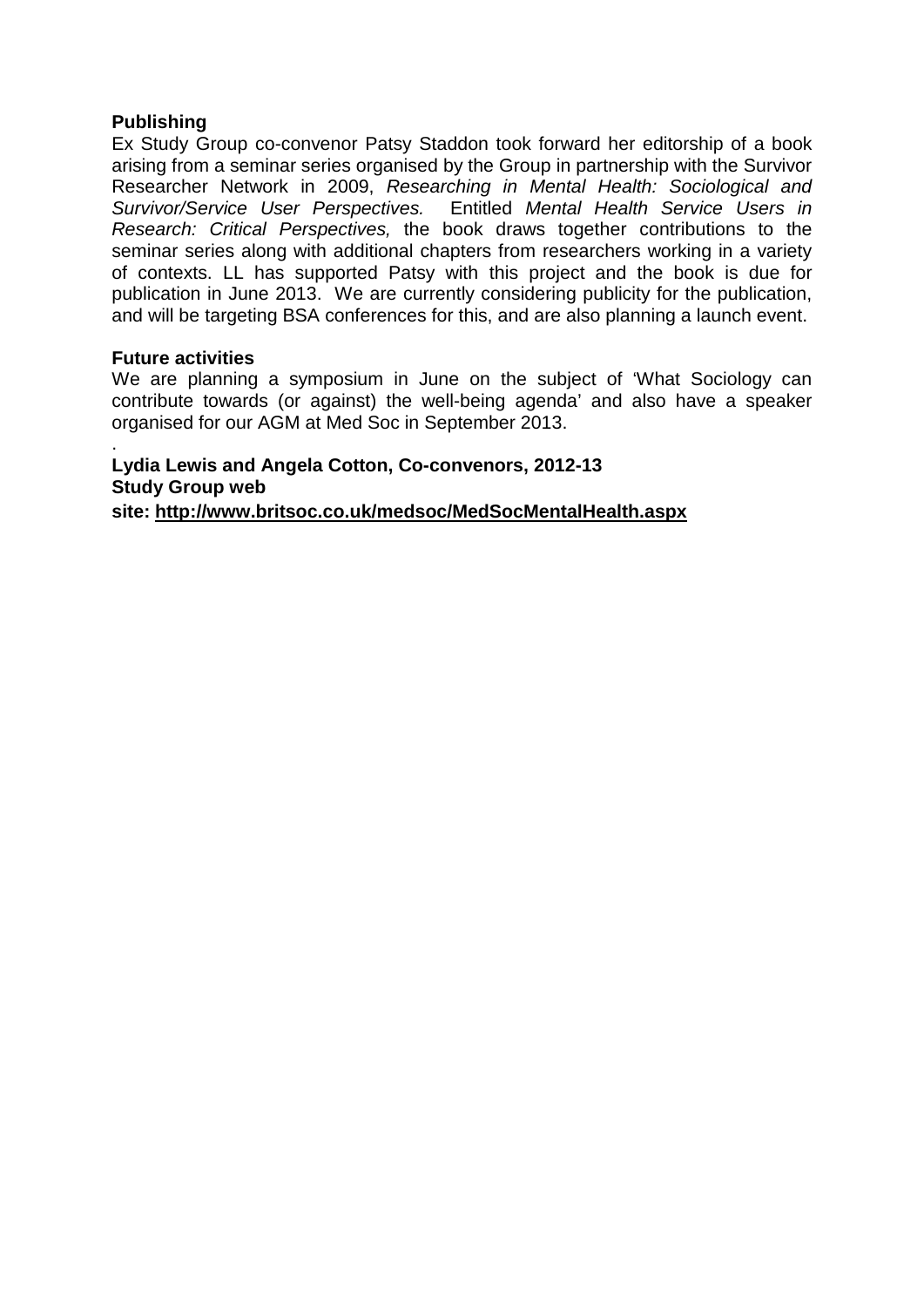**Publishing**

Ex Study Group co-convenor Patsy Staddon took forward her editorship of a book arising from a seminar series organised by the Group in partnership with the Survivor Researcher Network in 2009, *Researching in Mental Health: Sociological and Survivor/Service User Perspectives.* Entitled *Mental Health Service Users in Research: Critical Perspectives,* the book draws together contributions to the seminar series along with additional chapters from researchers working in a variety of contexts. LL has supported Patsy with this project and the book is due for publication in June 2013. We are currently considering publicity for the publication, and will be targeting BSA conferences for this, and are also planning a launch event.

**Future activities**

We are planning a symposium in June on the subject of 'What Sociology can contribute towards (or against) the well-being agenda' and also have a speaker organised for our AGM at Med Soc in September 2013.

.

**Lydia Lewis and Angela Cotton, Co-convenors, 2012-13**
**Study Group web site: http://www.britsoc.co.uk/medsoc/MedSocMentalHealth.aspx**